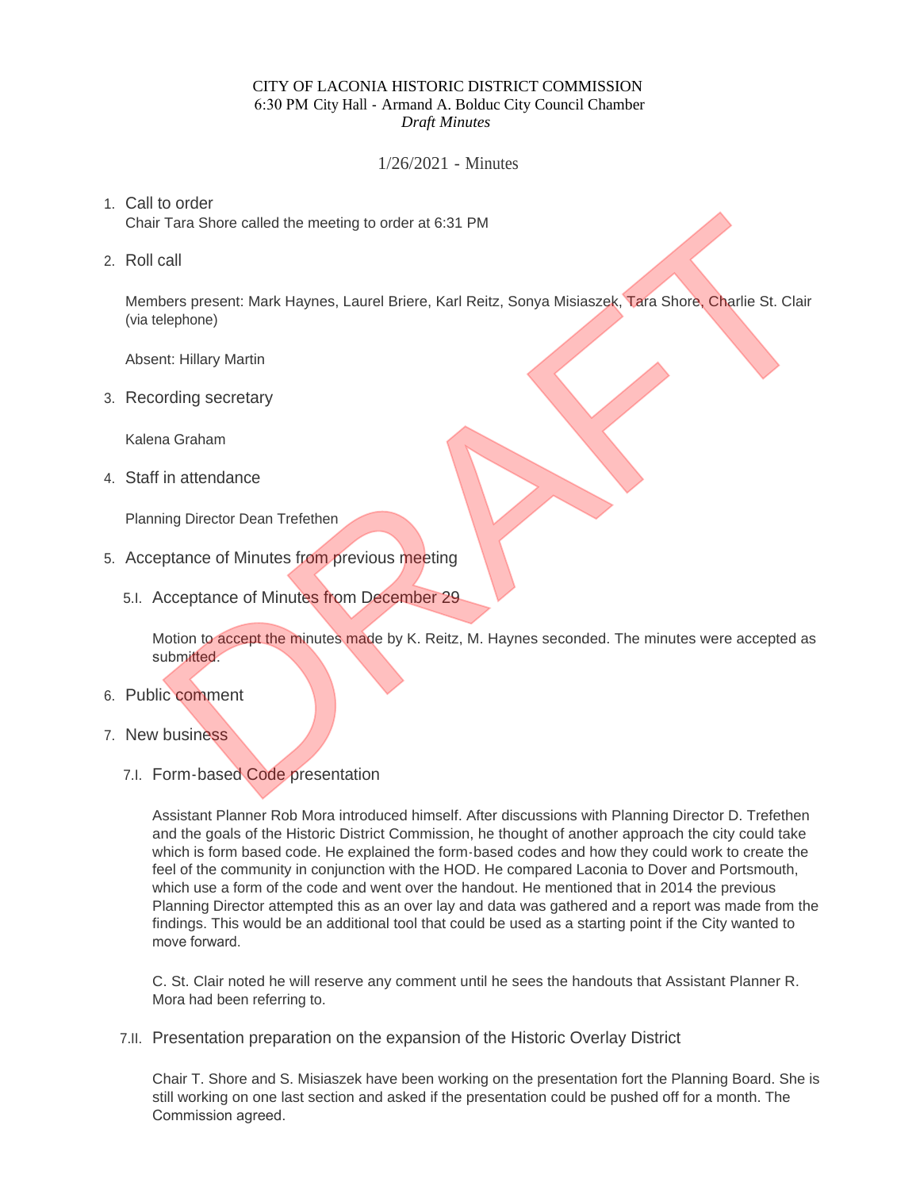CITY OF LACONIA HISTORIC DISTRICT COMMISSION
6:30 PM City Hall - Armand A. Bolduc City Council Chamber
*Draft Minutes*

1/26/2021 - Minutes

1. Call to order

   Chair Tara Shore called the meeting to order at 6:31 PM

2. Roll call

   Members present: Mark Haynes, Laurel Briere, Karl Reitz, Sonya Misiaszek, Tara Shore, Charlie St. Clair (via telephone)

   Absent: Hillary Martin

3. Recording secretary

   Kalena Graham

4. Staff in attendance

   Planning Director Dean Trefethen

5. Acceptance of Minutes from previous meeting

   5.I. Acceptance of Minutes from December 29

   Motion to accept the minutes made by K. Reitz, M. Haynes seconded. The minutes were accepted as submitted.

6. Public comment

7. New business

   7.I. Form-based Code presentation

   Assistant Planner Rob Mora introduced himself. After discussions with Planning Director D. Trefethen and the goals of the Historic District Commission, he thought of another approach the city could take which is form based code. He explained the form-based codes and how they could work to create the feel of the community in conjunction with the HOD. He compared Laconia to Dover and Portsmouth, which use a form of the code and went over the handout. He mentioned that in 2014 the previous Planning Director attempted this as an over lay and data was gathered and a report was made from the findings. This would be an additional tool that could be used as a starting point if the City wanted to move forward.

   C. St. Clair noted he will reserve any comment until he sees the handouts that Assistant Planner R. Mora had been referring to.

   7.II. Presentation preparation on the expansion of the Historic Overlay District

   Chair T. Shore and S. Misiaszek have been working on the presentation fort the Planning Board. She is still working on one last section and asked if the presentation could be pushed off for a month. The Commission agreed.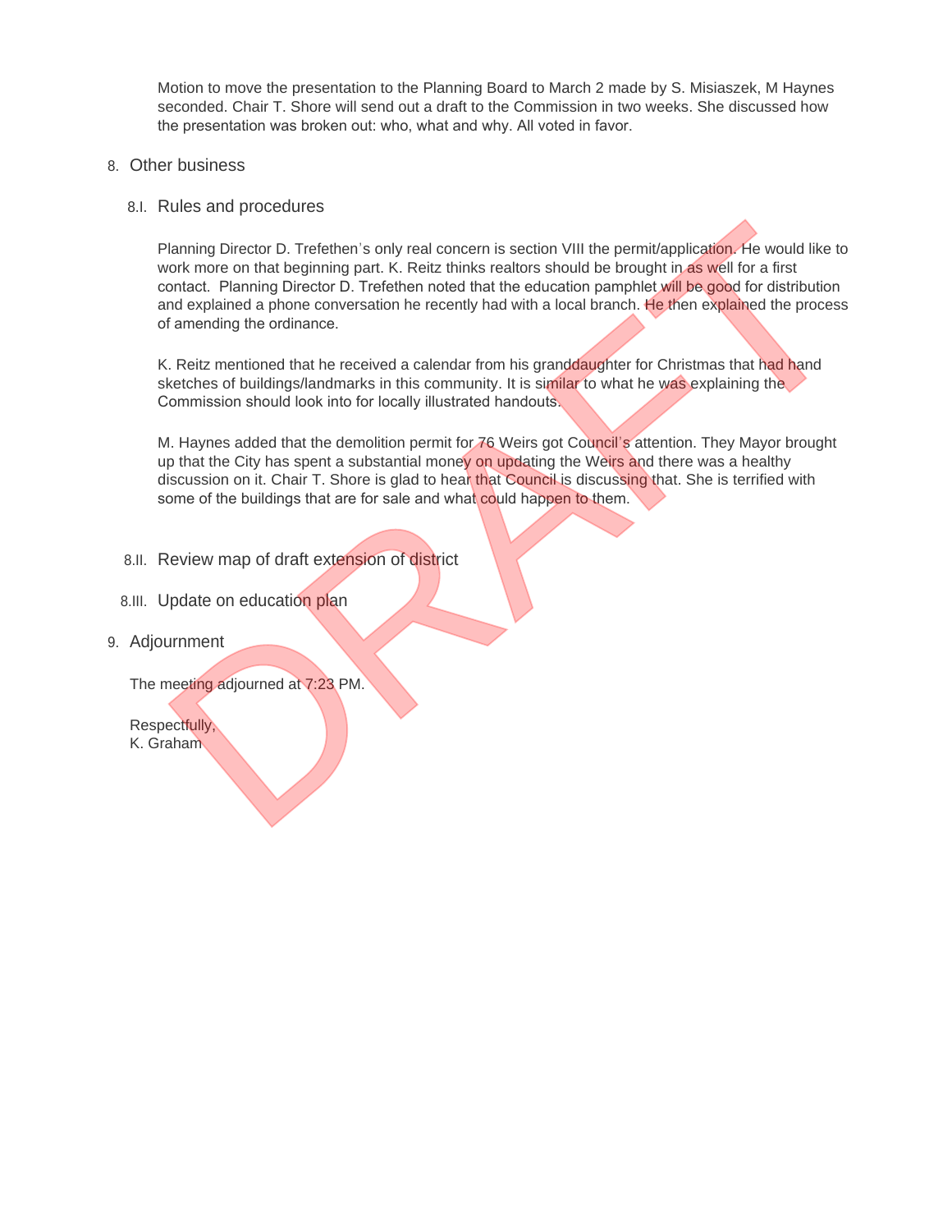Motion to move the presentation to the Planning Board to March 2 made by S. Misiaszek, M Haynes seconded. Chair T. Shore will send out a draft to the Commission in two weeks. She discussed how the presentation was broken out: who, what and why. All voted in favor.

8. Other business

8.I. Rules and procedures

Planning Director D. Trefethen's only real concern is section VIII the permit/application. He would like to work more on that beginning part. K. Reitz thinks realtors should be brought in as well for a first contact. Planning Director D. Trefethen noted that the education pamphlet will be good for distribution and explained a phone conversation he recently had with a local branch. He then explained the process of amending the ordinance.

K. Reitz mentioned that he received a calendar from his granddaughter for Christmas that had hand sketches of buildings/landmarks in this community. It is similar to what he was explaining the Commission should look into for locally illustrated handouts.

M. Haynes added that the demolition permit for 76 Weirs got Council's attention. They Mayor brought up that the City has spent a substantial money on updating the Weirs and there was a healthy discussion on it. Chair T. Shore is glad to hear that Council is discussing that. She is terrified with some of the buildings that are for sale and what could happen to them.

8.II. Review map of draft extension of district

8.III. Update on education plan

9. Adjournment

The meeting adjourned at 7:23 PM.

Respectfully,
K. Graham